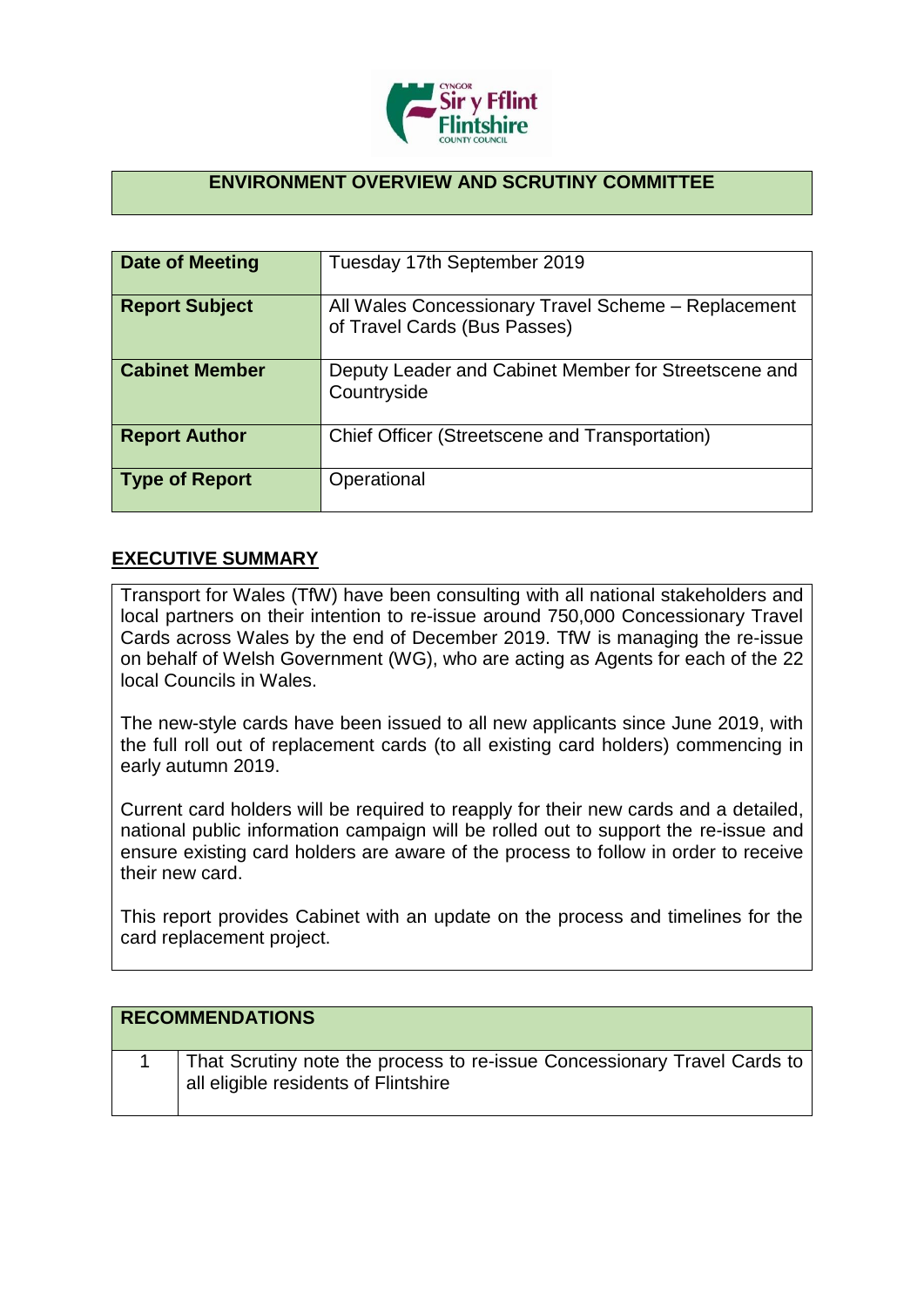# ENVIRONMENT OVERVIEW AND SCRUTINY COMMITTEE

| | |
|---|---|
| **Date of Meeting** | Tuesday 17th September 2019 |
| **Report Subject** | All Wales Concessionary Travel Scheme – Replacement of Travel Cards (Bus Passes) |
| **Cabinet Member** | Deputy Leader and Cabinet Member for Streetscene and Countryside |
| **Report Author** | Chief Officer (Streetscene and Transportation) |
| **Type of Report** | Operational |

## EXECUTIVE SUMMARY

Transport for Wales (TfW) have been consulting with all national stakeholders and local partners on their intention to re-issue around 750,000 Concessionary Travel Cards across Wales by the end of December 2019. TfW is managing the re-issue on behalf of Welsh Government (WG), who are acting as Agents for each of the 22 local Councils in Wales.

The new-style cards have been issued to all new applicants since June 2019, with the full roll out of replacement cards (to all existing card holders) commencing in early autumn 2019.

Current card holders will be required to reapply for their new cards and a detailed, national public information campaign will be rolled out to support the re-issue and ensure existing card holders are aware of the process to follow in order to receive their new card.

This report provides Cabinet with an update on the process and timelines for the card replacement project.

| RECOMMENDATIONS | |
|---|---|
| 1 | That Scrutiny note the process to re-issue Concessionary Travel Cards to all eligible residents of Flintshire |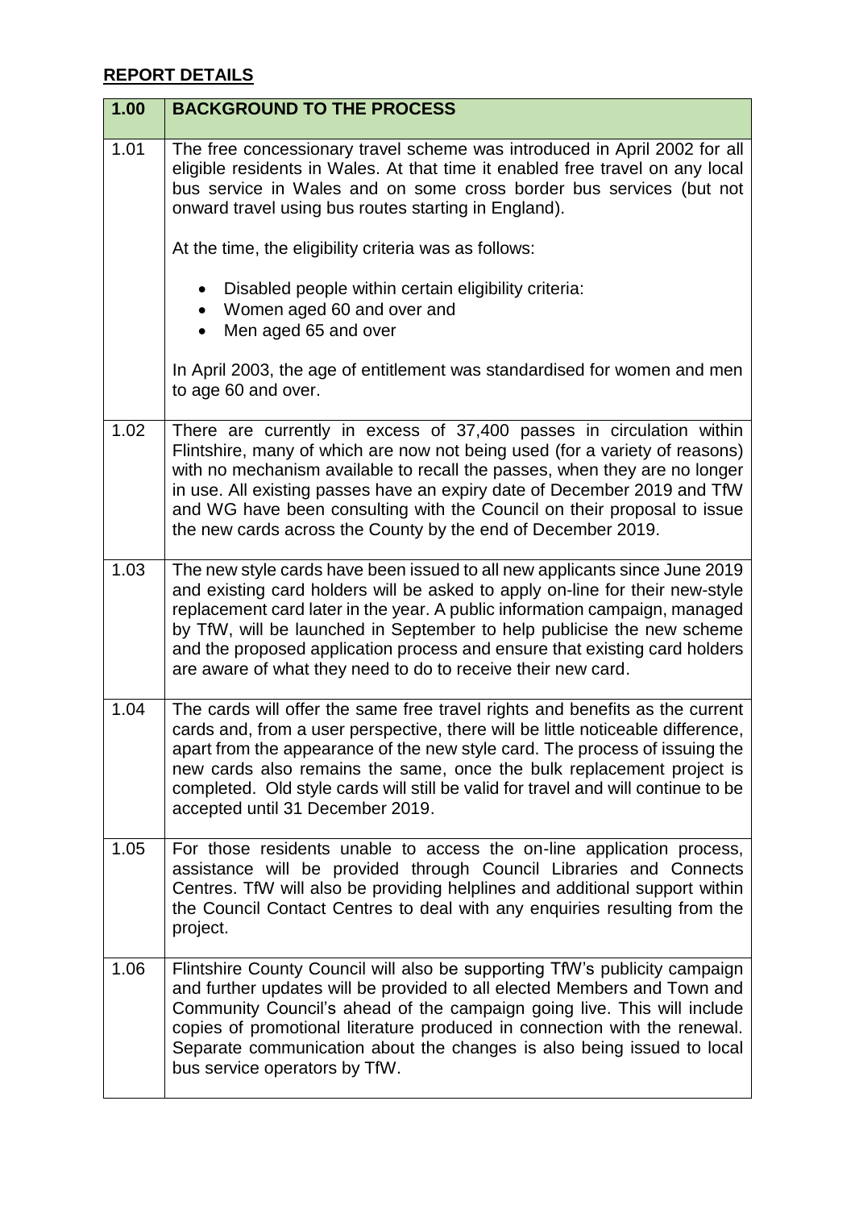## **REPORT DETAILS**

| 1.00 | **BACKGROUND TO THE PROCESS** |
|---|---|
| 1.01 | The free concessionary travel scheme was introduced in April 2002 for all eligible residents in Wales. At that time it enabled free travel on any local bus service in Wales and on some cross border bus services (but not onward travel using bus routes starting in England).<br><br>At the time, the eligibility criteria was as follows:<br><br>• Disabled people within certain eligibility criteria:<br>• Women aged 60 and over and<br>• Men aged 65 and over<br><br>In April 2003, the age of entitlement was standardised for women and men to age 60 and over. |
| 1.02 | There are currently in excess of 37,400 passes in circulation within Flintshire, many of which are now not being used (for a variety of reasons) with no mechanism available to recall the passes, when they are no longer in use. All existing passes have an expiry date of December 2019 and TfW and WG have been consulting with the Council on their proposal to issue the new cards across the County by the end of December 2019. |
| 1.03 | The new style cards have been issued to all new applicants since June 2019 and existing card holders will be asked to apply on-line for their new-style replacement card later in the year. A public information campaign, managed by TfW, will be launched in September to help publicise the new scheme and the proposed application process and ensure that existing card holders are aware of what they need to do to receive their new card. |
| 1.04 | The cards will offer the same free travel rights and benefits as the current cards and, from a user perspective, there will be little noticeable difference, apart from the appearance of the new style card. The process of issuing the new cards also remains the same, once the bulk replacement project is completed. Old style cards will still be valid for travel and will continue to be accepted until 31 December 2019. |
| 1.05 | For those residents unable to access the on-line application process, assistance will be provided through Council Libraries and Connects Centres. TfW will also be providing helplines and additional support within the Council Contact Centres to deal with any enquiries resulting from the project. |
| 1.06 | Flintshire County Council will also be supporting TfW's publicity campaign and further updates will be provided to all elected Members and Town and Community Council's ahead of the campaign going live. This will include copies of promotional literature produced in connection with the renewal. Separate communication about the changes is also being issued to local bus service operators by TfW. |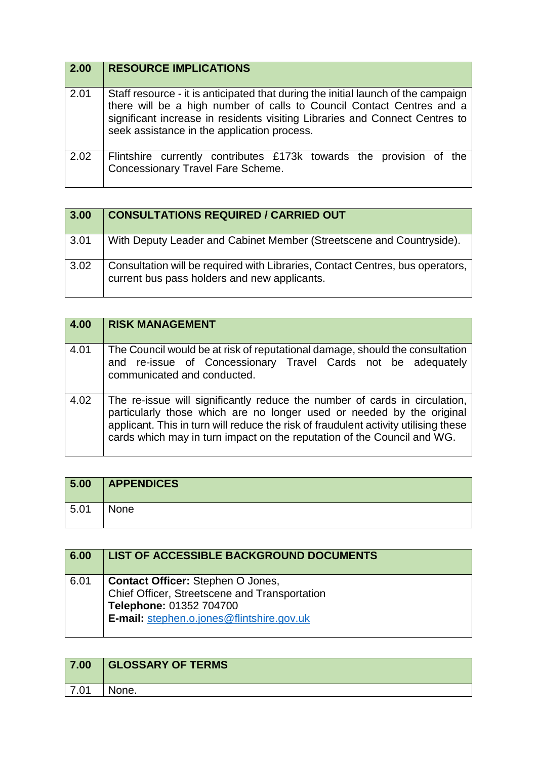| 2.00 | RESOURCE IMPLICATIONS |
|---|---|
| 2.01 | Staff resource - it is anticipated that during the initial launch of the campaign there will be a high number of calls to Council Contact Centres and a significant increase in residents visiting Libraries and Connect Centres to seek assistance in the application process. |
| 2.02 | Flintshire currently contributes £173k towards the provision of the Concessionary Travel Fare Scheme. |

| 3.00 | CONSULTATIONS REQUIRED / CARRIED OUT |
|---|---|
| 3.01 | With Deputy Leader and Cabinet Member (Streetscene and Countryside). |
| 3.02 | Consultation will be required with Libraries, Contact Centres, bus operators, current bus pass holders and new applicants. |

| 4.00 | RISK MANAGEMENT |
|---|---|
| 4.01 | The Council would be at risk of reputational damage, should the consultation and re-issue of Concessionary Travel Cards not be adequately communicated and conducted. |
| 4.02 | The re-issue will significantly reduce the number of cards in circulation, particularly those which are no longer used or needed by the original applicant. This in turn will reduce the risk of fraudulent activity utilising these cards which may in turn impact on the reputation of the Council and WG. |

| 5.00 | APPENDICES |
|---|---|
| 5.01 | None |

| 6.00 | LIST OF ACCESSIBLE BACKGROUND DOCUMENTS |
|---|---|
| 6.01 | **Contact Officer:** Stephen O Jones,<br>Chief Officer, Streetscene and Transportation<br>**Telephone:** 01352 704700<br>**E-mail:** stephen.o.jones@flintshire.gov.uk |

| 7.00 | GLOSSARY OF TERMS |
|---|---|
| 7.01 | None. |